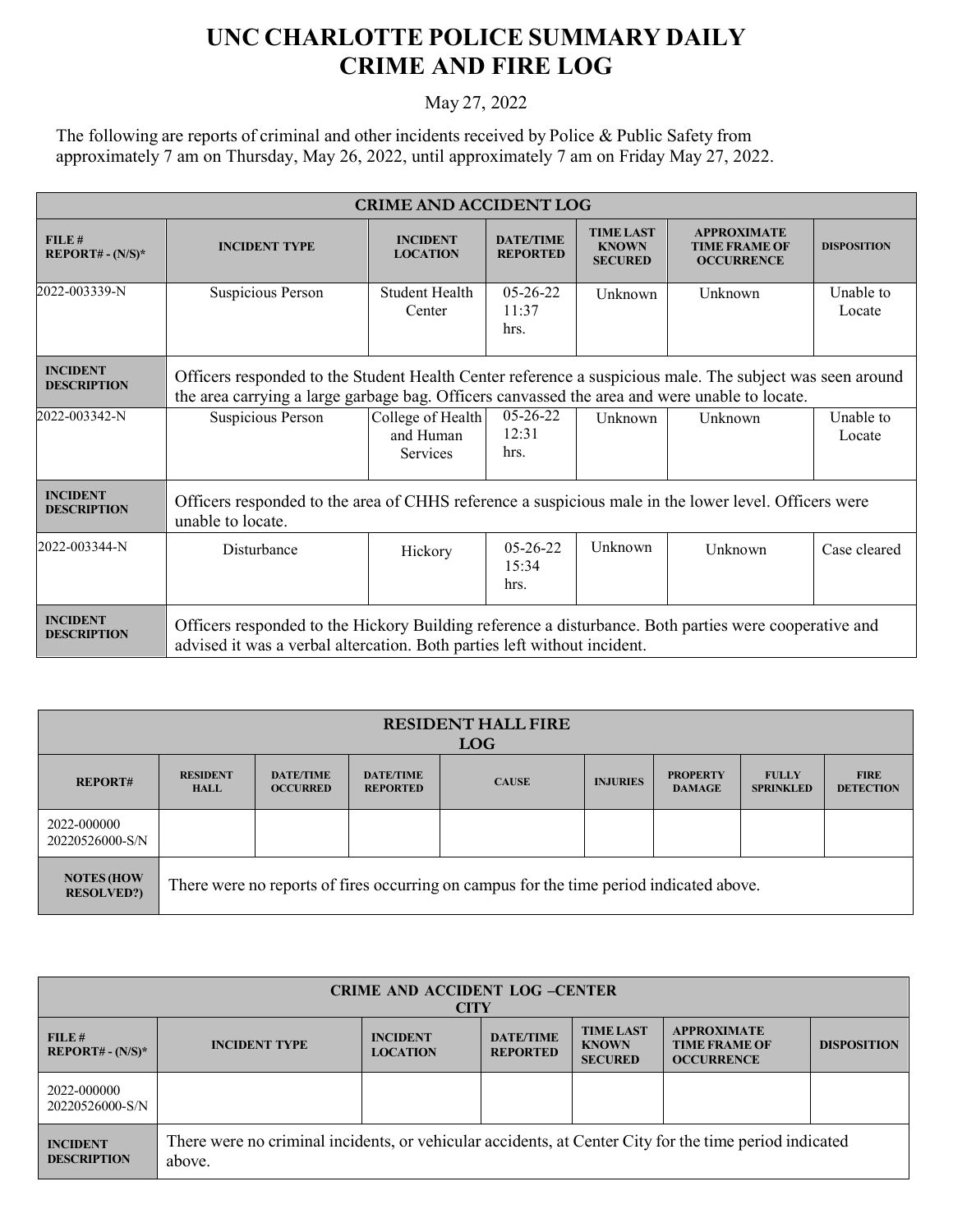# UNC CHARLOTTE POLICE SUMMARY DAILY CRIME AND FIRE LOG

May 27, 2022

The following are reports of criminal and other incidents received by Police & Public Safety from approximately 7 am on Thursday, May 26, 2022, until approximately 7 am on Friday May 27, 2022.

| CRIME AND ACCIDENT LOG | | | | | | |
|---|---|---|---|---|---|---|
| **FILE # REPORT# - (N/S)*** | **INCIDENT TYPE** | **INCIDENT LOCATION** | **DATE/TIME REPORTED** | **TIME LAST KNOWN SECURED** | **APPROXIMATE TIME FRAME OF OCCURRENCE** | **DISPOSITION** |
| 2022-003339-N | Suspicious Person | Student Health Center | 05-26-22 11:37 hrs. | Unknown | Unknown | Unable to Locate |
| **INCIDENT DESCRIPTION** | Officers responded to the Student Health Center reference a suspicious male. The subject was seen around the area carrying a large garbage bag. Officers canvassed the area and were unable to locate. | | | | | |
| 2022-003342-N | Suspicious Person | College of Health and Human Services | 05-26-22 12:31 hrs. | Unknown | Unknown | Unable to Locate |
| **INCIDENT DESCRIPTION** | Officers responded to the area of CHHS reference a suspicious male in the lower level. Officers were unable to locate. | | | | | |
| 2022-003344-N | Disturbance | Hickory | 05-26-22 15:34 hrs. | Unknown | Unknown | Case cleared |
| **INCIDENT DESCRIPTION** | Officers responded to the Hickory Building reference a disturbance. Both parties were cooperative and advised it was a verbal altercation. Both parties left without incident. | | | | | |

| RESIDENT HALL FIRE LOG | | | | | | | | |
|---|---|---|---|---|---|---|---|---|
| **REPORT#** | **RESIDENT HALL** | **DATE/TIME OCCURRED** | **DATE/TIME REPORTED** | **CAUSE** | **INJURIES** | **PROPERTY DAMAGE** | **FULLY SPRINKLED** | **FIRE DETECTION** |
| 2022-000000 20220526000-S/N | | | | | | | | |
| **NOTES (HOW RESOLVED?)** | There were no reports of fires occurring on campus for the time period indicated above. | | | | | | | |

| CRIME AND ACCIDENT LOG –CENTER CITY | | | | | | |
|---|---|---|---|---|---|---|
| **FILE # REPORT# - (N/S)*** | **INCIDENT TYPE** | **INCIDENT LOCATION** | **DATE/TIME REPORTED** | **TIME LAST KNOWN SECURED** | **APPROXIMATE TIME FRAME OF OCCURRENCE** | **DISPOSITION** |
| 2022-000000 20220526000-S/N | | | | | | |
| **INCIDENT DESCRIPTION** | There were no criminal incidents, or vehicular accidents, at Center City for the time period indicated above. | | | | | |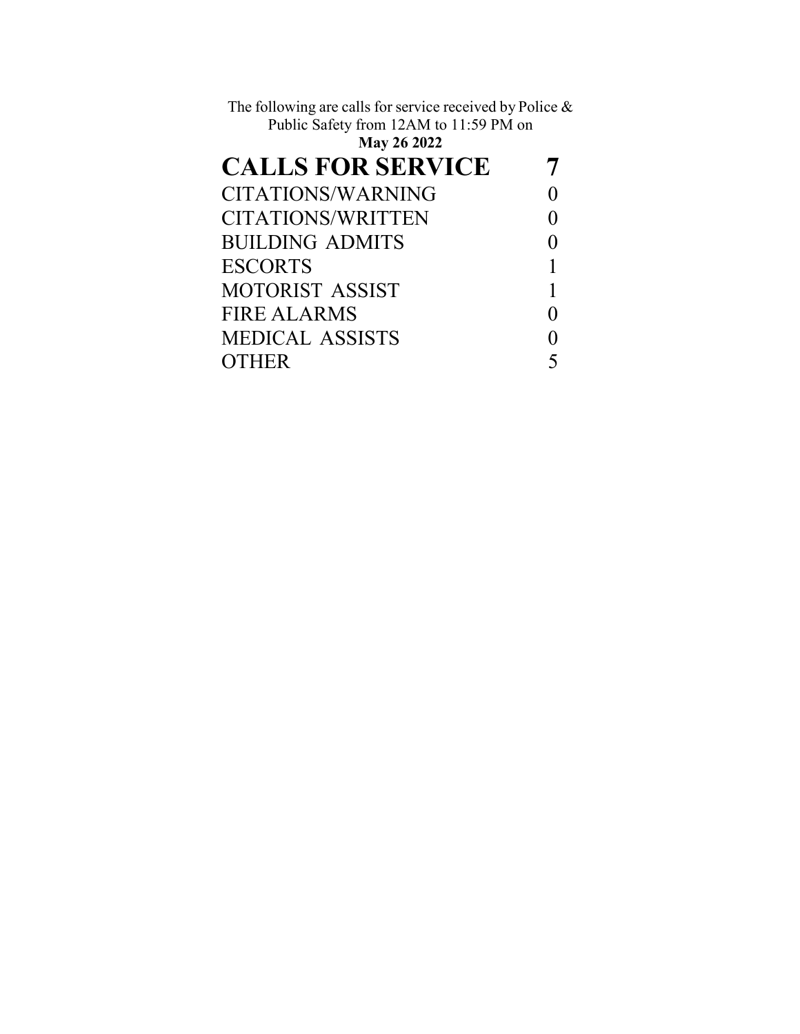The following are calls for service received by Police & Public Safety from 12AM to 11:59 PM on

**May 26 2022**

| | |
|---|---|
| **CALLS FOR SERVICE** | **7** |
| CITATIONS/WARNING | 0 |
| CITATIONS/WRITTEN | 0 |
| BUILDING ADMITS | 0 |
| ESCORTS | 1 |
| MOTORIST ASSIST | 1 |
| FIRE ALARMS | 0 |
| MEDICAL ASSISTS | 0 |
| OTHER | 5 |